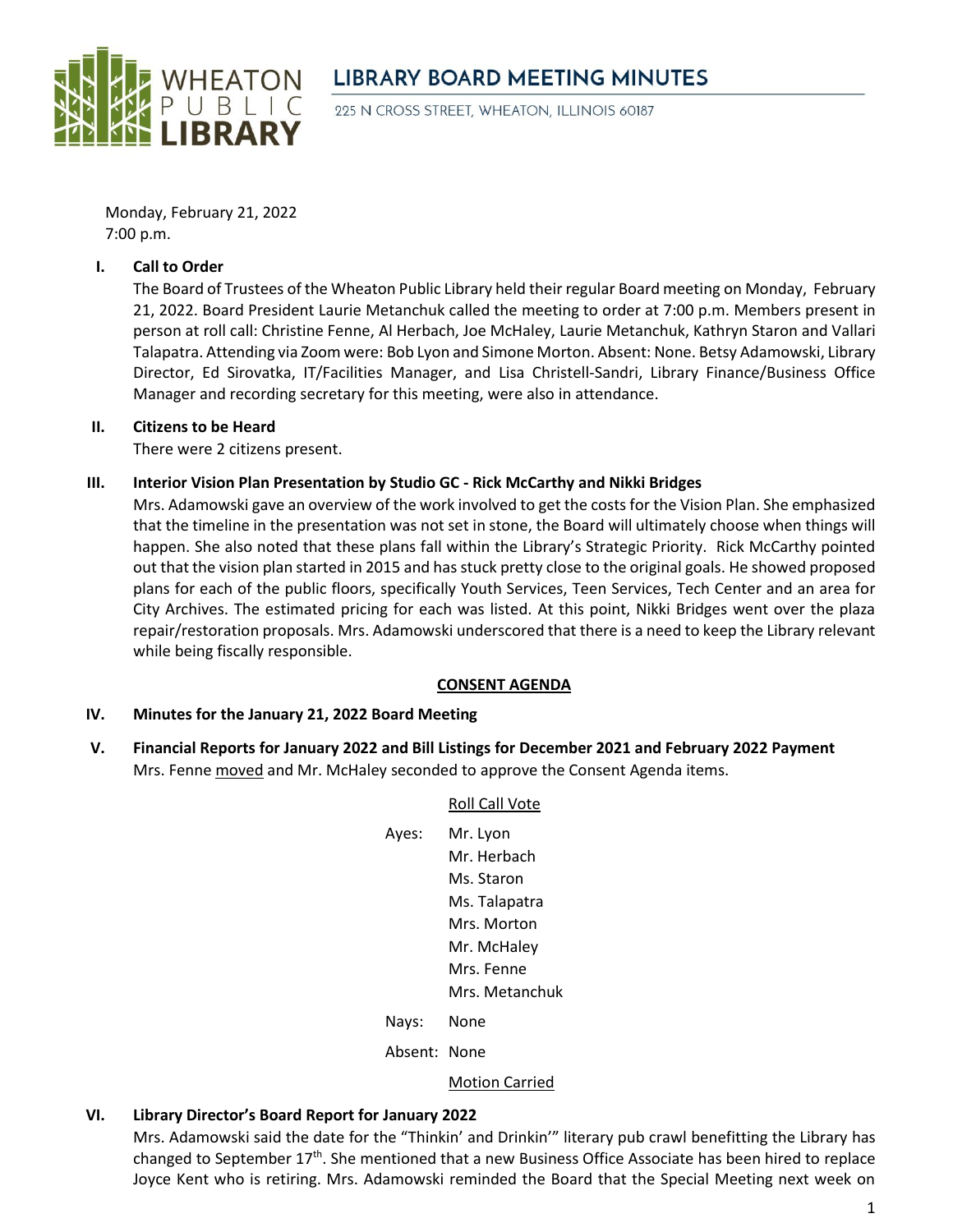# LIBRARY BOARD MEETING MINUTES

WHEATON PUBLIC LIBRARY

225 N CROSS STREET, WHEATON, ILLINOIS 60187

Monday, February 21, 2022
7:00 p.m.

**I. Call to Order**

The Board of Trustees of the Wheaton Public Library held their regular Board meeting on Monday, February 21, 2022. Board President Laurie Metanchuk called the meeting to order at 7:00 p.m. Members present in person at roll call: Christine Fenne, Al Herbach, Joe McHaley, Laurie Metanchuk, Kathryn Staron and Vallari Talapatra. Attending via Zoom were: Bob Lyon and Simone Morton. Absent: None. Betsy Adamowski, Library Director, Ed Sirovatka, IT/Facilities Manager, and Lisa Christell-Sandri, Library Finance/Business Office Manager and recording secretary for this meeting, were also in attendance.

**II. Citizens to be Heard**

There were 2 citizens present.

**III. Interior Vision Plan Presentation by Studio GC - Rick McCarthy and Nikki Bridges**

Mrs. Adamowski gave an overview of the work involved to get the costs for the Vision Plan. She emphasized that the timeline in the presentation was not set in stone, the Board will ultimately choose when things will happen. She also noted that these plans fall within the Library's Strategic Priority. Rick McCarthy pointed out that the vision plan started in 2015 and has stuck pretty close to the original goals. He showed proposed plans for each of the public floors, specifically Youth Services, Teen Services, Tech Center and an area for City Archives. The estimated pricing for each was listed. At this point, Nikki Bridges went over the plaza repair/restoration proposals. Mrs. Adamowski underscored that there is a need to keep the Library relevant while being fiscally responsible.

**CONSENT AGENDA**

**IV. Minutes for the January 21, 2022 Board Meeting**

**V. Financial Reports for January 2022 and Bill Listings for December 2021 and February 2022 Payment**

Mrs. Fenne moved and Mr. McHaley seconded to approve the Consent Agenda items.

Roll Call Vote

Ayes: Mr. Lyon
Mr. Herbach
Ms. Staron
Ms. Talapatra
Mrs. Morton
Mr. McHaley
Mrs. Fenne
Mrs. Metanchuk

Nays: None

Absent: None

Motion Carried

**VI. Library Director's Board Report for January 2022**

Mrs. Adamowski said the date for the "Thinkin' and Drinkin'" literary pub crawl benefitting the Library has changed to September 17th. She mentioned that a new Business Office Associate has been hired to replace Joyce Kent who is retiring. Mrs. Adamowski reminded the Board that the Special Meeting next week on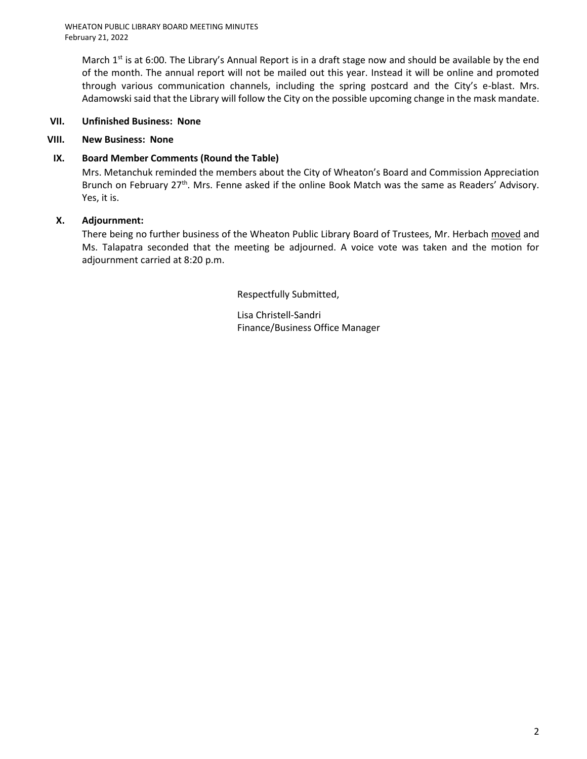March 1st is at 6:00. The Library's Annual Report is in a draft stage now and should be available by the end of the month. The annual report will not be mailed out this year. Instead it will be online and promoted through various communication channels, including the spring postcard and the City's e-blast. Mrs. Adamowski said that the Library will follow the City on the possible upcoming change in the mask mandate.

**VII. Unfinished Business: None**

**VIII. New Business: None**

**IX. Board Member Comments (Round the Table)**

Mrs. Metanchuk reminded the members about the City of Wheaton's Board and Commission Appreciation Brunch on February 27th. Mrs. Fenne asked if the online Book Match was the same as Readers' Advisory. Yes, it is.

**X. Adjournment:**

There being no further business of the Wheaton Public Library Board of Trustees, Mr. Herbach moved and Ms. Talapatra seconded that the meeting be adjourned. A voice vote was taken and the motion for adjournment carried at 8:20 p.m.

Respectfully Submitted,

Lisa Christell-Sandri
Finance/Business Office Manager